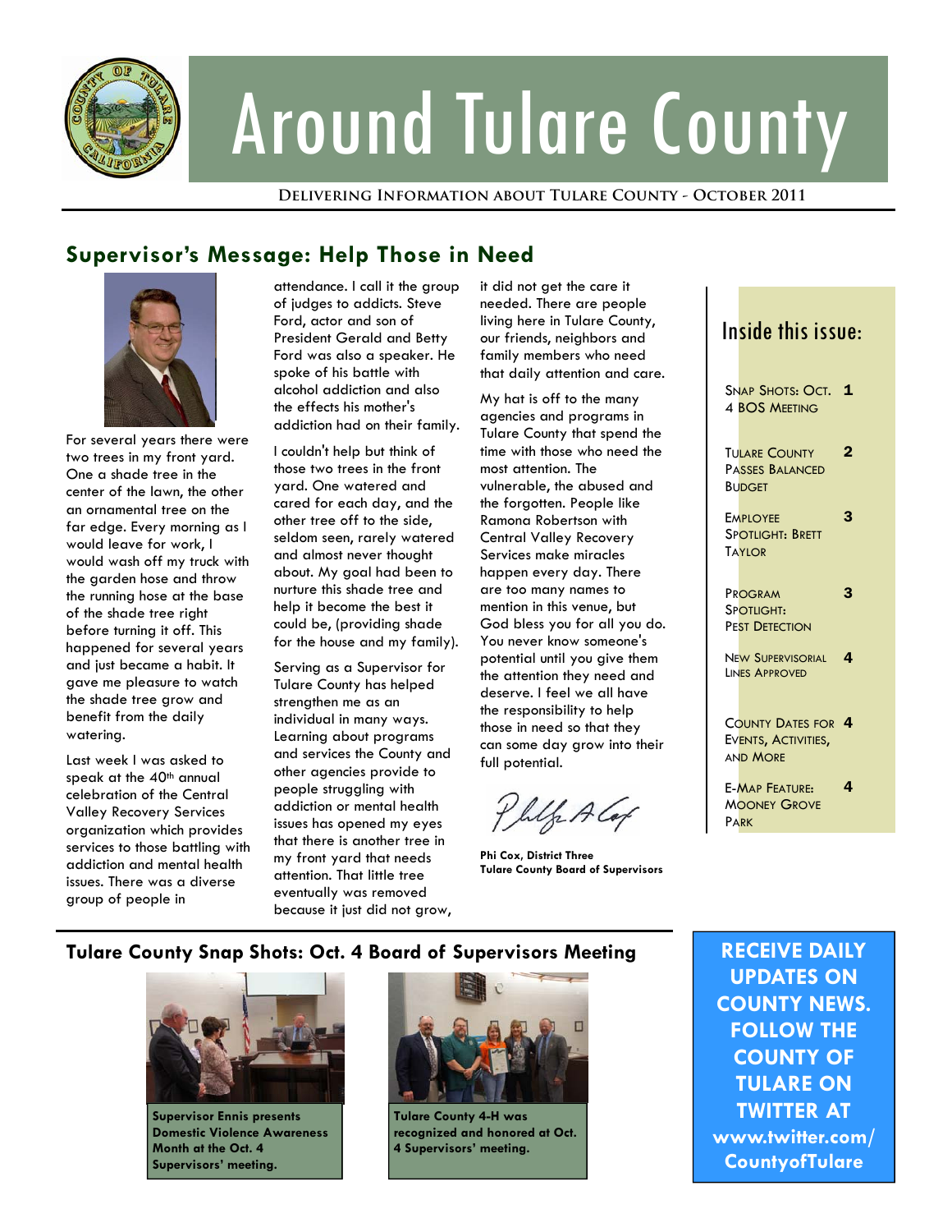# Around Tulare County

**Delivering Information about Tulare County - October 2011**

## Supervisor's Message: Help Those in Need

For several years there were two trees in my front yard. One a shade tree in the center of the lawn, the other an ornamental tree on the far edge. Every morning as I would leave for work, I would wash off my truck with the garden hose and throw the running hose at the base of the shade tree right before turning it off. This happened for several years and just became a habit. It gave me pleasure to watch the shade tree grow and benefit from the daily watering.

Last week I was asked to speak at the 40th annual celebration of the Central Valley Recovery Services organization which provides services to those battling with addiction and mental health issues. There was a diverse group of people in attendance. I call it the group of judges to addicts. Steve Ford, actor and son of President Gerald and Betty Ford was also a speaker. He spoke of his battle with alcohol addiction and also the effects his mother's addiction had on their family.

I couldn't help but think of those two trees in the front yard. One watered and cared for each day, and the other tree off to the side, seldom seen, rarely watered and almost never thought about. My goal had been to nurture this shade tree and help it become the best it could be, (providing shade for the house and my family).

Serving as a Supervisor for Tulare County has helped strengthen me as an individual in many ways. Learning about programs and services the County and other agencies provide to people struggling with addiction or mental health issues has opened my eyes that there is another tree in my front yard that needs attention. That little tree eventually was removed because it just did not grow, it did not get the care it needed. There are people living here in Tulare County, our friends, neighbors and family members who need that daily attention and care.

My hat is off to the many agencies and programs in Tulare County that spend the time with those who need the most attention. The vulnerable, the abused and the forgotten. People like Ramona Robertson with Central Valley Recovery Services make miracles happen every day. There are too many names to mention in this venue, but God bless you for all you do. You never know someone's potential until you give them the attention they need and deserve. I feel we all have the responsibility to help those in need so that they can some day grow into their full potential.

**Phi Cox, District Three**
**Tulare County Board of Supervisors**

### Inside this issue:

| | |
|---|---|
| Snap Shots: Oct. 4 BOS Meeting | 1 |
| Tulare County Passes Balanced Budget | 2 |
| Employee Spotlight: Brett Taylor | 3 |
| Program Spotlight: Pest Detection | 3 |
| New Supervisorial Lines Approved | 4 |
| County Dates for Events, Activities, and More | 4 |
| E-Map Feature: Mooney Grove Park | 4 |

## Tulare County Snap Shots: Oct. 4 Board of Supervisors Meeting

**Supervisor Ennis presents Domestic Violence Awareness Month at the Oct. 4 Supervisors' meeting.**

**Tulare County 4-H was recognized and honored at Oct. 4 Supervisors' meeting.**

**RECEIVE DAILY UPDATES ON COUNTY NEWS. FOLLOW THE COUNTY OF TULARE ON TWITTER AT www.twitter.com/CountyofTulare**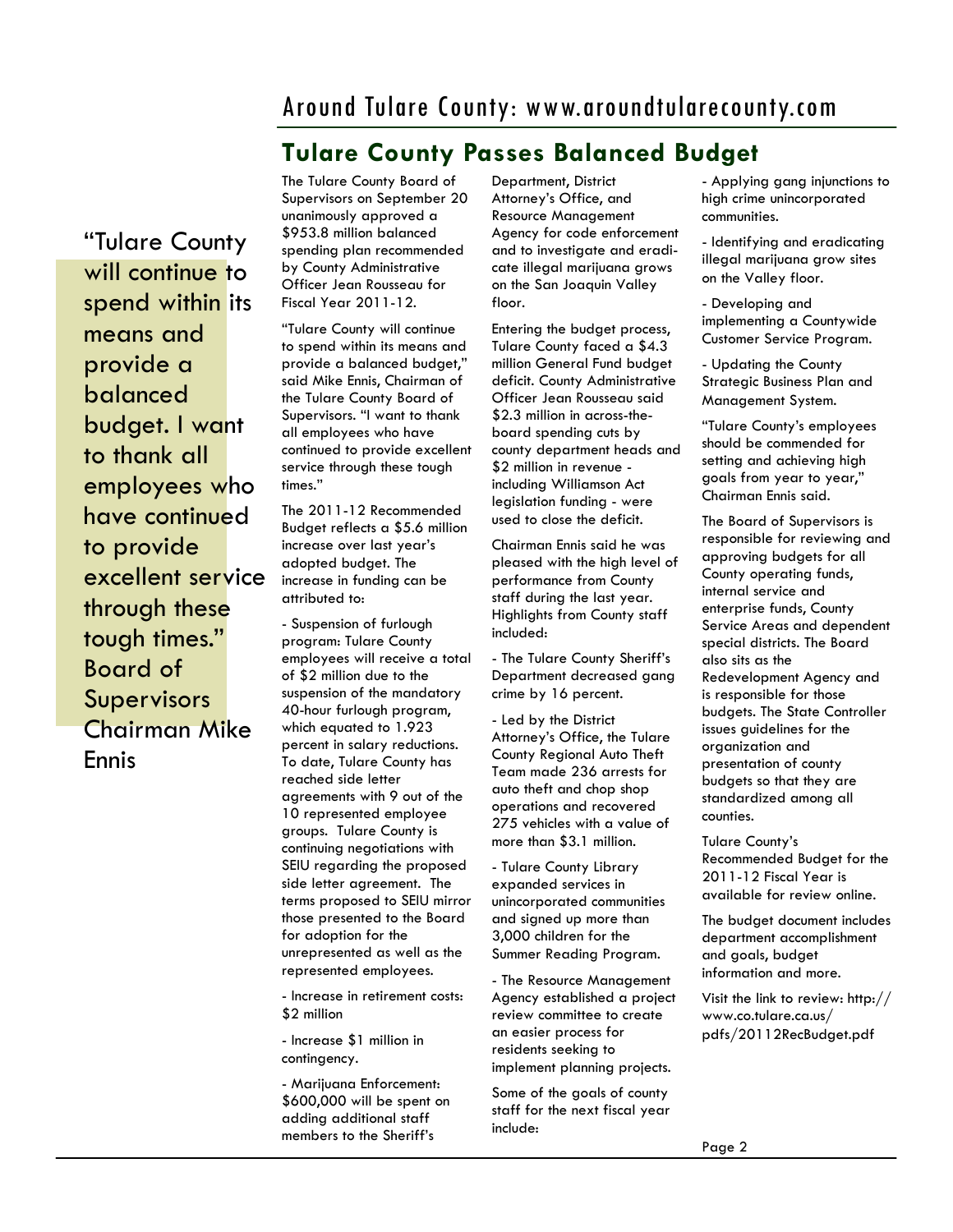## Tulare County Passes Balanced Budget

> "Tulare County will continue to spend within its means and provide a balanced budget. I want to thank all employees who have continued to provide excellent service through these tough times." Board of Supervisors Chairman Mike Ennis

The Tulare County Board of Supervisors on September 20 unanimously approved a $953.8 million balanced spending plan recommended by County Administrative Officer Jean Rousseau for Fiscal Year 2011-12.

"Tulare County will continue to spend within its means and provide a balanced budget," said Mike Ennis, Chairman of the Tulare County Board of Supervisors. "I want to thank all employees who have continued to provide excellent service through these tough times."

The 2011-12 Recommended Budget reflects a $5.6 million increase over last year's adopted budget. The increase in funding can be attributed to:

- Suspension of furlough program: Tulare County employees will receive a total of $2 million due to the suspension of the mandatory 40-hour furlough program, which equated to 1.923 percent in salary reductions. To date, Tulare County has reached side letter agreements with 9 out of the 10 represented employee groups. Tulare County is continuing negotiations with SEIU regarding the proposed side letter agreement. The terms proposed to SEIU mirror those presented to the Board for adoption for the unrepresented as well as the represented employees.
- Increase in retirement costs: $2 million
- Increase $1 million in contingency.
- Marijuana Enforcement: $600,000 will be spent on adding additional staff members to the Sheriff's Department, District Attorney's Office, and Resource Management Agency for code enforcement and to investigate and eradicate illegal marijuana grows on the San Joaquin Valley floor.

Entering the budget process, Tulare County faced a $4.3 million General Fund budget deficit. County Administrative Officer Jean Rousseau said $2.3 million in across-the-board spending cuts by county department heads and $2 million in revenue - including Williamson Act legislation funding - were used to close the deficit.

Chairman Ennis said he was pleased with the high level of performance from County staff during the last year. Highlights from County staff included:

- The Tulare County Sheriff's Department decreased gang crime by 16 percent.
- Led by the District Attorney's Office, the Tulare County Regional Auto Theft Team made 236 arrests for auto theft and chop shop operations and recovered 275 vehicles with a value of more than $3.1 million.
- Tulare County Library expanded services in unincorporated communities and signed up more than 3,000 children for the Summer Reading Program.
- The Resource Management Agency established a project review committee to create an easier process for residents seeking to implement planning projects.

Some of the goals of county staff for the next fiscal year include:

- Applying gang injunctions to high crime unincorporated communities.
- Identifying and eradicating illegal marijuana grow sites on the Valley floor.
- Developing and implementing a Countywide Customer Service Program.
- Updating the County Strategic Business Plan and Management System.

"Tulare County's employees should be commended for setting and achieving high goals from year to year," Chairman Ennis said.

The Board of Supervisors is responsible for reviewing and approving budgets for all County operating funds, internal service and enterprise funds, County Service Areas and dependent special districts. The Board also sits as the Redevelopment Agency and is responsible for those budgets. The State Controller issues guidelines for the organization and presentation of county budgets so that they are standardized among all counties.

Tulare County's Recommended Budget for the 2011-12 Fiscal Year is available for review online.

The budget document includes department accomplishment and goals, budget information and more.

Visit the link to review: http://www.co.tulare.ca.us/pdfs/20112RecBudget.pdf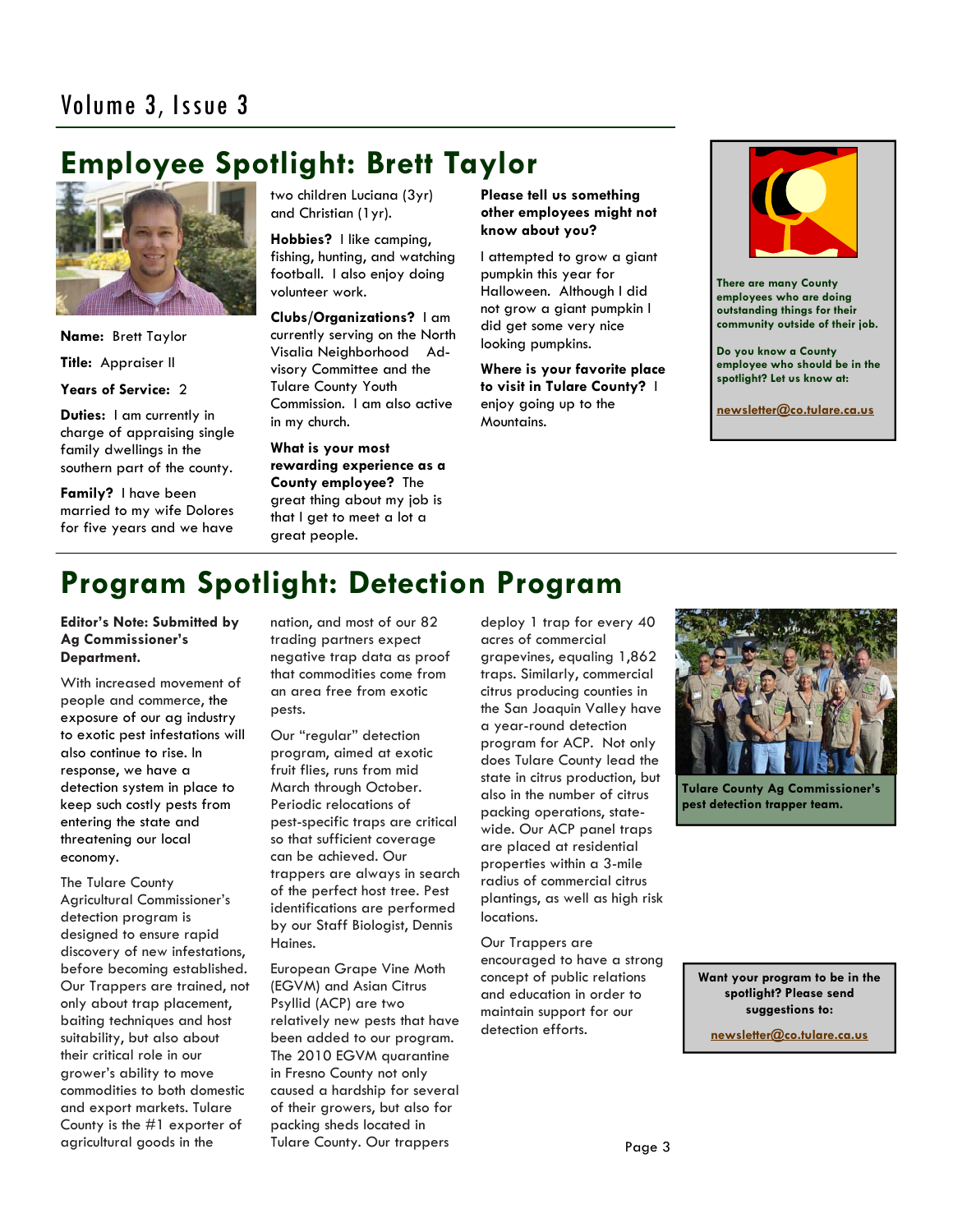# Employee Spotlight: Brett Taylor

**Name:** Brett Taylor

**Title:** Appraiser II

**Years of Service:** 2

**Duties:** I am currently in charge of appraising single family dwellings in the southern part of the county.

**Family?** I have been married to my wife Dolores for five years and we have two children Luciana (3yr) and Christian (1yr).

**Hobbies?** I like camping, fishing, hunting, and watching football. I also enjoy doing volunteer work.

**Clubs/Organizations?** I am currently serving on the North Visalia Neighborhood Advisory Committee and the Tulare County Youth Commission. I am also active in my church.

**What is your most rewarding experience as a County employee?** The great thing about my job is that I get to meet a lot a great people.

**Please tell us something other employees might not know about you?**

I attempted to grow a giant pumpkin this year for Halloween. Although I did not grow a giant pumpkin I did get some very nice looking pumpkins.

**Where is your favorite place to visit in Tulare County?** I enjoy going up to the Mountains.

**There are many County employees who are doing outstanding things for their community outside of their job.**

**Do you know a County employee who should be in the spotlight? Let us know at:**

**newsletter@co.tulare.ca.us**

# Program Spotlight: Detection Program

**Editor's Note: Submitted by Ag Commissioner's Department.**

With increased movement of people and commerce, the exposure of our ag industry to exotic pest infestations will also continue to rise. In response, we have a detection system in place to keep such costly pests from entering the state and threatening our local economy.

The Tulare County Agricultural Commissioner's detection program is designed to ensure rapid discovery of new infestations, before becoming established. Our Trappers are trained, not only about trap placement, baiting techniques and host suitability, but also about their critical role in our grower's ability to move commodities to both domestic and export markets. Tulare County is the #1 exporter of agricultural goods in the nation, and most of our 82 trading partners expect negative trap data as proof that commodities come from an area free from exotic pests.

Our "regular" detection program, aimed at exotic fruit flies, runs from mid March through October. Periodic relocations of pest-specific traps are critical so that sufficient coverage can be achieved. Our trappers are always in search of the perfect host tree. Pest identifications are performed by our Staff Biologist, Dennis Haines.

European Grape Vine Moth (EGVM) and Asian Citrus Psyllid (ACP) are two relatively new pests that have been added to our program. The 2010 EGVM quarantine in Fresno County not only caused a hardship for several of their growers, but also for packing sheds located in Tulare County. Our trappers deploy 1 trap for every 40 acres of commercial grapevines, equaling 1,862 traps. Similarly, commercial citrus producing counties in the San Joaquin Valley have a year-round detection program for ACP. Not only does Tulare County lead the state in citrus production, but also in the number of citrus packing operations, statewide. Our ACP panel traps are placed at residential properties within a 3-mile radius of commercial citrus plantings, as well as high risk locations.

Our Trappers are encouraged to have a strong concept of public relations and education in order to maintain support for our detection efforts.

**Tulare County Ag Commissioner's pest detection trapper team.**

**Want your program to be in the spotlight? Please send suggestions to:**

**newsletter@co.tulare.ca.us**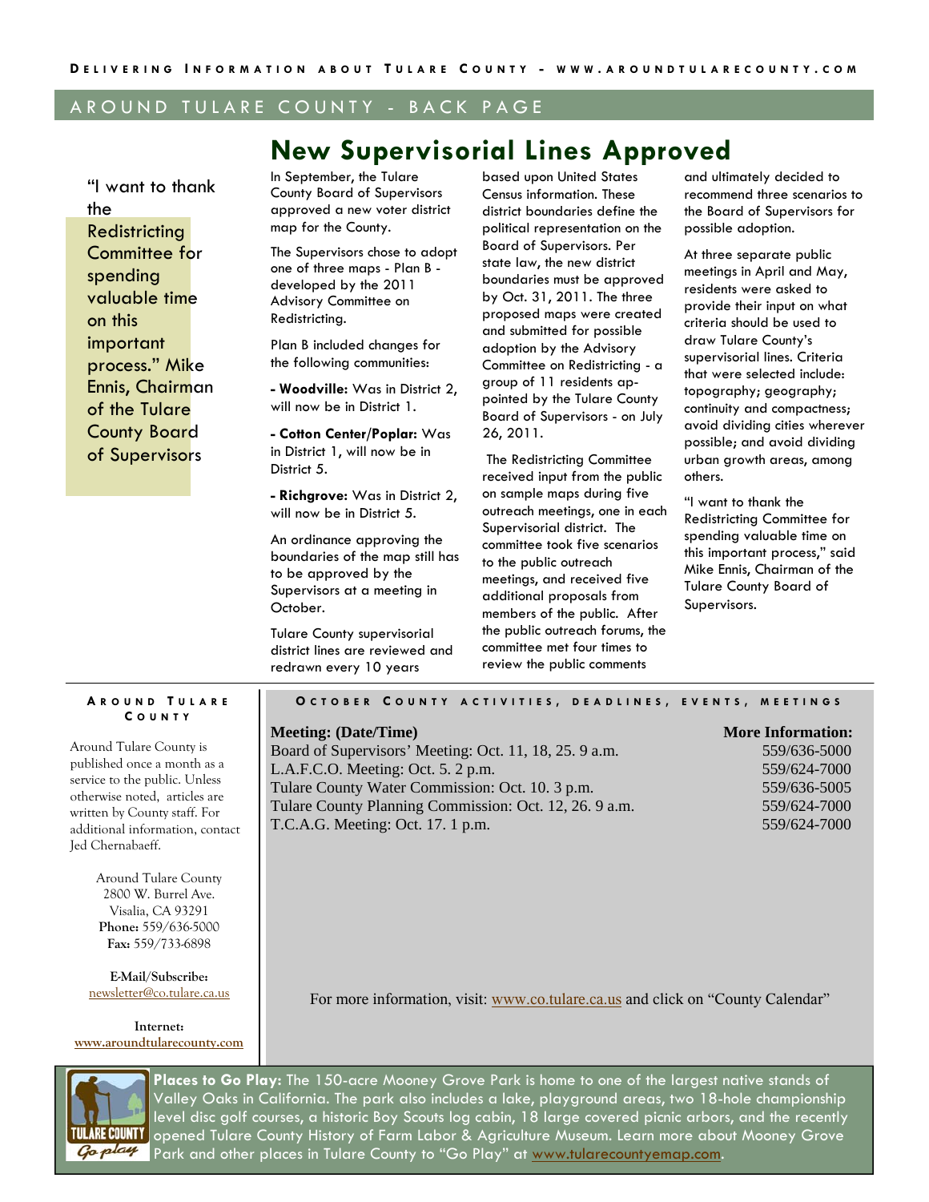## AROUND TULARE COUNTY - BACK PAGE

# New Supervisorial Lines Approved

"I want to thank the Redistricting Committee for spending valuable time on this important process." Mike Ennis, Chairman of the Tulare County Board of Supervisors

In September, the Tulare County Board of Supervisors approved a new voter district map for the County.

The Supervisors chose to adopt one of three maps - Plan B - developed by the 2011 Advisory Committee on Redistricting.

Plan B included changes for the following communities:

**- Woodville:** Was in District 2, will now be in District 1.

**- Cotton Center/Poplar:** Was in District 1, will now be in District 5.

**- Richgrove:** Was in District 2, will now be in District 5.

An ordinance approving the boundaries of the map still has to be approved by the Supervisors at a meeting in October.

Tulare County supervisorial district lines are reviewed and redrawn every 10 years based upon United States Census information. These district boundaries define the political representation on the Board of Supervisors. Per state law, the new district boundaries must be approved by Oct. 31, 2011. The three proposed maps were created and submitted for possible adoption by the Advisory Committee on Redistricting - a group of 11 residents appointed by the Tulare County Board of Supervisors - on July 26, 2011.

The Redistricting Committee received input from the public on sample maps during five outreach meetings, one in each Supervisorial district. The committee took five scenarios to the public outreach meetings, and received five additional proposals from members of the public. After the public outreach forums, the committee met four times to review the public comments and ultimately decided to recommend three scenarios to the Board of Supervisors for possible adoption.

At three separate public meetings in April and May, residents were asked to provide their input on what criteria should be used to draw Tulare County's supervisorial lines. Criteria that were selected include: topography; geography; continuity and compactness; avoid dividing cities wherever possible; and avoid dividing urban growth areas, among others.

"I want to thank the Redistricting Committee for spending valuable time on this important process," said Mike Ennis, Chairman of the Tulare County Board of Supervisors.

### AROUND TULARE COUNTY

Around Tulare County is published once a month as a service to the public. Unless otherwise noted, articles are written by County staff. For additional information, contact Jed Chernabaeff.

Around Tulare County
2800 W. Burrel Ave.
Visalia, CA 93291
**Phone:** 559/636-5000
**Fax:** 559/733-6898

**E-Mail/Subscribe:**
newsletter@co.tulare.ca.us

**Internet:**
www.aroundtularecounty.com

### OCTOBER COUNTY ACTIVITIES, DEADLINES, EVENTS, MEETINGS

| Meeting: (Date/Time) | More Information: |
|---|---|
| Board of Supervisors' Meeting: Oct. 11, 18, 25. 9 a.m. | 559/636-5000 |
| L.A.F.C.O. Meeting: Oct. 5. 2 p.m. | 559/624-7000 |
| Tulare County Water Commission: Oct. 10. 3 p.m. | 559/636-5005 |
| Tulare County Planning Commission: Oct. 12, 26. 9 a.m. | 559/624-7000 |
| T.C.A.G. Meeting: Oct. 17. 1 p.m. | 559/624-7000 |

For more information, visit: www.co.tulare.ca.us and click on "County Calendar"

**Places to Go Play:** The 150-acre Mooney Grove Park is home to one of the largest native stands of Valley Oaks in California. The park also includes a lake, playground areas, two 18-hole championship level disc golf courses, a historic Boy Scouts log cabin, 18 large covered picnic arbors, and the recently opened Tulare County History of Farm Labor & Agriculture Museum. Learn more about Mooney Grove Park and other places in Tulare County to "Go Play" at www.tularecountyemap.com.